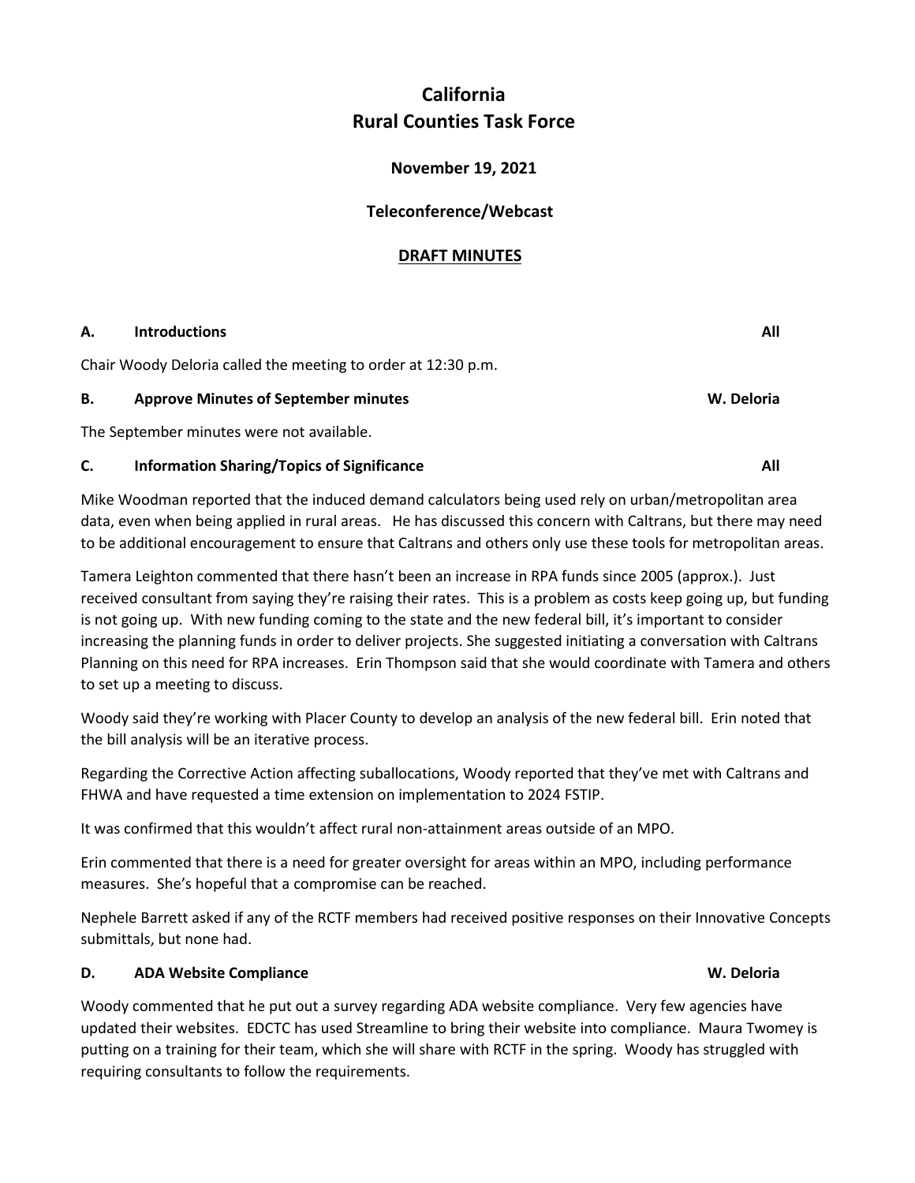# California
# Rural Counties Task Force

**November 19, 2021**

**Teleconference/Webcast**

**DRAFT MINUTES**

### A. Introductions — All

Chair Woody Deloria called the meeting to order at 12:30 p.m.

### B. Approve Minutes of September minutes — W. Deloria

The September minutes were not available.

### C. Information Sharing/Topics of Significance — All

Mike Woodman reported that the induced demand calculators being used rely on urban/metropolitan area data, even when being applied in rural areas. He has discussed this concern with Caltrans, but there may need to be additional encouragement to ensure that Caltrans and others only use these tools for metropolitan areas.

Tamera Leighton commented that there hasn't been an increase in RPA funds since 2005 (approx.). Just received consultant from saying they're raising their rates. This is a problem as costs keep going up, but funding is not going up. With new funding coming to the state and the new federal bill, it's important to consider increasing the planning funds in order to deliver projects. She suggested initiating a conversation with Caltrans Planning on this need for RPA increases. Erin Thompson said that she would coordinate with Tamera and others to set up a meeting to discuss.

Woody said they're working with Placer County to develop an analysis of the new federal bill. Erin noted that the bill analysis will be an iterative process.

Regarding the Corrective Action affecting suballocations, Woody reported that they've met with Caltrans and FHWA and have requested a time extension on implementation to 2024 FSTIP.

It was confirmed that this wouldn't affect rural non-attainment areas outside of an MPO.

Erin commented that there is a need for greater oversight for areas within an MPO, including performance measures. She's hopeful that a compromise can be reached.

Nephele Barrett asked if any of the RCTF members had received positive responses on their Innovative Concepts submittals, but none had.

### D. ADA Website Compliance — W. Deloria

Woody commented that he put out a survey regarding ADA website compliance. Very few agencies have updated their websites. EDCTC has used Streamline to bring their website into compliance. Maura Twomey is putting on a training for their team, which she will share with RCTF in the spring. Woody has struggled with requiring consultants to follow the requirements.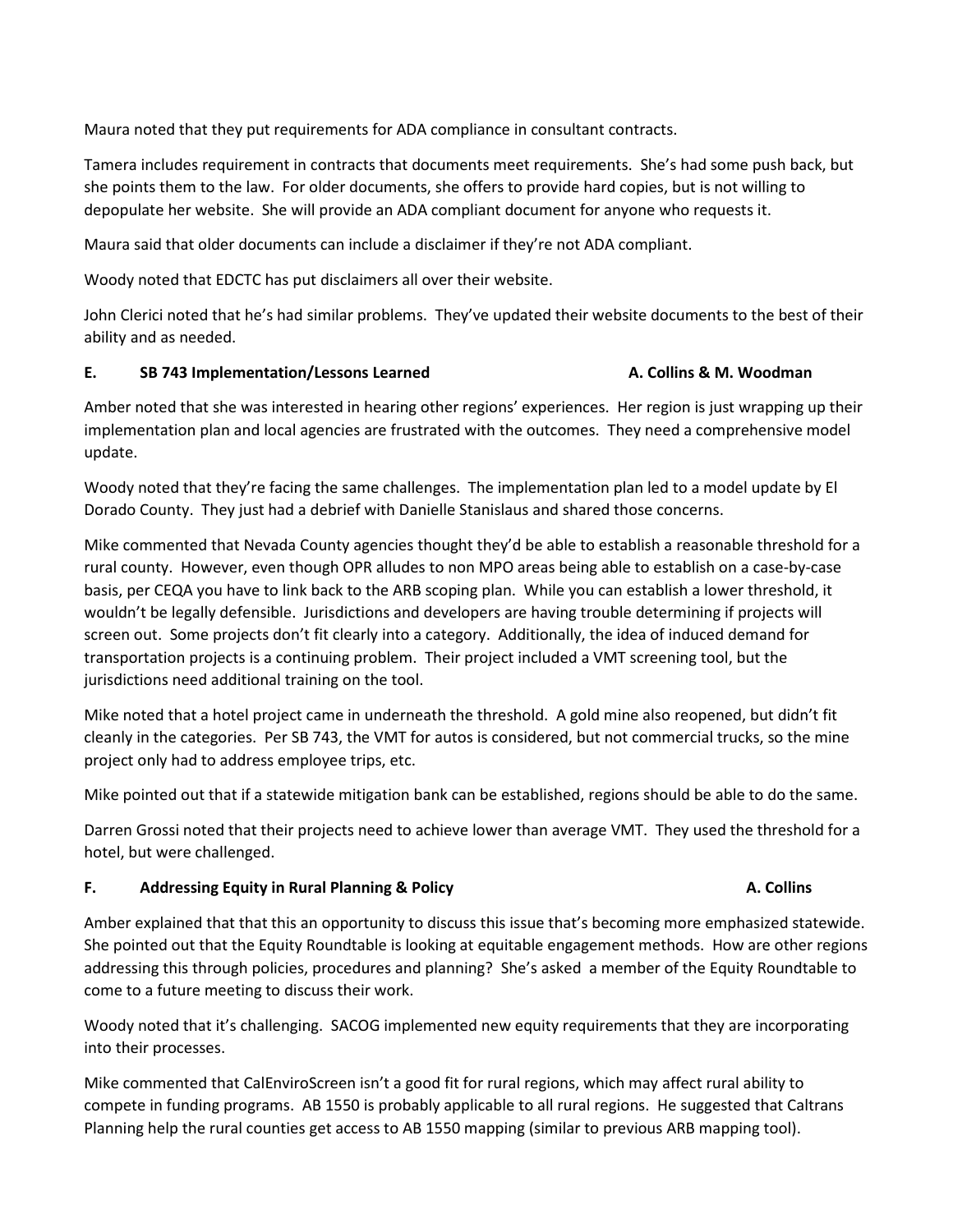Maura noted that they put requirements for ADA compliance in consultant contracts.

Tamera includes requirement in contracts that documents meet requirements. She's had some push back, but she points them to the law. For older documents, she offers to provide hard copies, but is not willing to depopulate her website. She will provide an ADA compliant document for anyone who requests it.

Maura said that older documents can include a disclaimer if they're not ADA compliant.

Woody noted that EDCTC has put disclaimers all over their website.

John Clerici noted that he's had similar problems. They've updated their website documents to the best of their ability and as needed.

**E. SB 743 Implementation/Lessons Learned — A. Collins & M. Woodman**

Amber noted that she was interested in hearing other regions' experiences. Her region is just wrapping up their implementation plan and local agencies are frustrated with the outcomes. They need a comprehensive model update.

Woody noted that they're facing the same challenges. The implementation plan led to a model update by El Dorado County. They just had a debrief with Danielle Stanislaus and shared those concerns.

Mike commented that Nevada County agencies thought they'd be able to establish a reasonable threshold for a rural county. However, even though OPR alludes to non MPO areas being able to establish on a case-by-case basis, per CEQA you have to link back to the ARB scoping plan. While you can establish a lower threshold, it wouldn't be legally defensible. Jurisdictions and developers are having trouble determining if projects will screen out. Some projects don't fit clearly into a category. Additionally, the idea of induced demand for transportation projects is a continuing problem. Their project included a VMT screening tool, but the jurisdictions need additional training on the tool.

Mike noted that a hotel project came in underneath the threshold. A gold mine also reopened, but didn't fit cleanly in the categories. Per SB 743, the VMT for autos is considered, but not commercial trucks, so the mine project only had to address employee trips, etc.

Mike pointed out that if a statewide mitigation bank can be established, regions should be able to do the same.

Darren Grossi noted that their projects need to achieve lower than average VMT. They used the threshold for a hotel, but were challenged.

**F. Addressing Equity in Rural Planning & Policy — A. Collins**

Amber explained that that this an opportunity to discuss this issue that's becoming more emphasized statewide. She pointed out that the Equity Roundtable is looking at equitable engagement methods. How are other regions addressing this through policies, procedures and planning? She's asked a member of the Equity Roundtable to come to a future meeting to discuss their work.

Woody noted that it's challenging. SACOG implemented new equity requirements that they are incorporating into their processes.

Mike commented that CalEnviroScreen isn't a good fit for rural regions, which may affect rural ability to compete in funding programs. AB 1550 is probably applicable to all rural regions. He suggested that Caltrans Planning help the rural counties get access to AB 1550 mapping (similar to previous ARB mapping tool).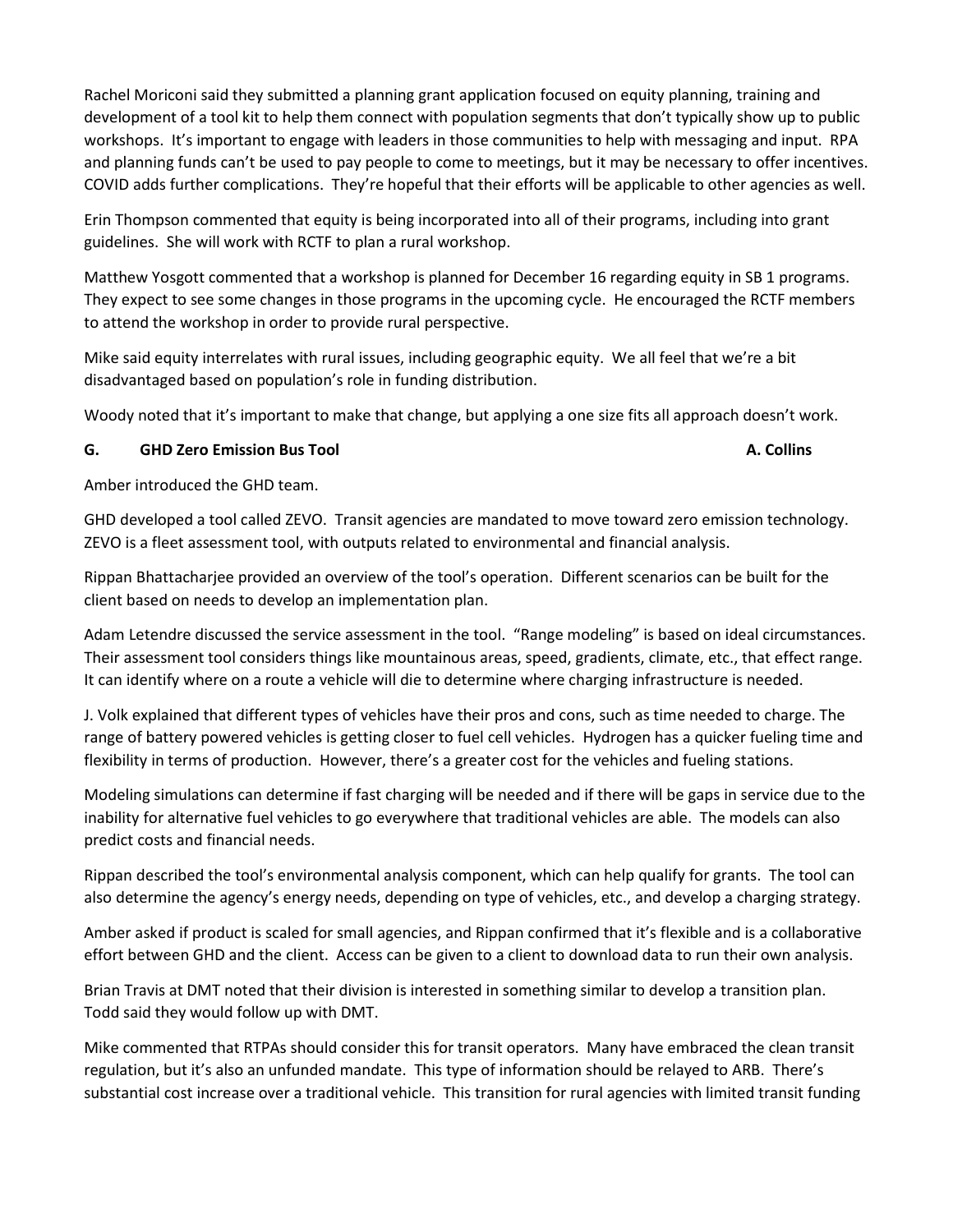Rachel Moriconi said they submitted a planning grant application focused on equity planning, training and development of a tool kit to help them connect with population segments that don't typically show up to public workshops. It's important to engage with leaders in those communities to help with messaging and input. RPA and planning funds can't be used to pay people to come to meetings, but it may be necessary to offer incentives. COVID adds further complications. They're hopeful that their efforts will be applicable to other agencies as well.

Erin Thompson commented that equity is being incorporated into all of their programs, including into grant guidelines. She will work with RCTF to plan a rural workshop.

Matthew Yosgott commented that a workshop is planned for December 16 regarding equity in SB 1 programs. They expect to see some changes in those programs in the upcoming cycle. He encouraged the RCTF members to attend the workshop in order to provide rural perspective.

Mike said equity interrelates with rural issues, including geographic equity. We all feel that we're a bit disadvantaged based on population's role in funding distribution.

Woody noted that it's important to make that change, but applying a one size fits all approach doesn't work.

**G. GHD Zero Emission Bus Tool — A. Collins**

Amber introduced the GHD team.

GHD developed a tool called ZEVO. Transit agencies are mandated to move toward zero emission technology. ZEVO is a fleet assessment tool, with outputs related to environmental and financial analysis.

Rippan Bhattacharjee provided an overview of the tool's operation. Different scenarios can be built for the client based on needs to develop an implementation plan.

Adam Letendre discussed the service assessment in the tool. "Range modeling" is based on ideal circumstances. Their assessment tool considers things like mountainous areas, speed, gradients, climate, etc., that effect range. It can identify where on a route a vehicle will die to determine where charging infrastructure is needed.

J. Volk explained that different types of vehicles have their pros and cons, such as time needed to charge. The range of battery powered vehicles is getting closer to fuel cell vehicles. Hydrogen has a quicker fueling time and flexibility in terms of production. However, there's a greater cost for the vehicles and fueling stations.

Modeling simulations can determine if fast charging will be needed and if there will be gaps in service due to the inability for alternative fuel vehicles to go everywhere that traditional vehicles are able. The models can also predict costs and financial needs.

Rippan described the tool's environmental analysis component, which can help qualify for grants. The tool can also determine the agency's energy needs, depending on type of vehicles, etc., and develop a charging strategy.

Amber asked if product is scaled for small agencies, and Rippan confirmed that it's flexible and is a collaborative effort between GHD and the client. Access can be given to a client to download data to run their own analysis.

Brian Travis at DMT noted that their division is interested in something similar to develop a transition plan. Todd said they would follow up with DMT.

Mike commented that RTPAs should consider this for transit operators. Many have embraced the clean transit regulation, but it's also an unfunded mandate. This type of information should be relayed to ARB. There's substantial cost increase over a traditional vehicle. This transition for rural agencies with limited transit funding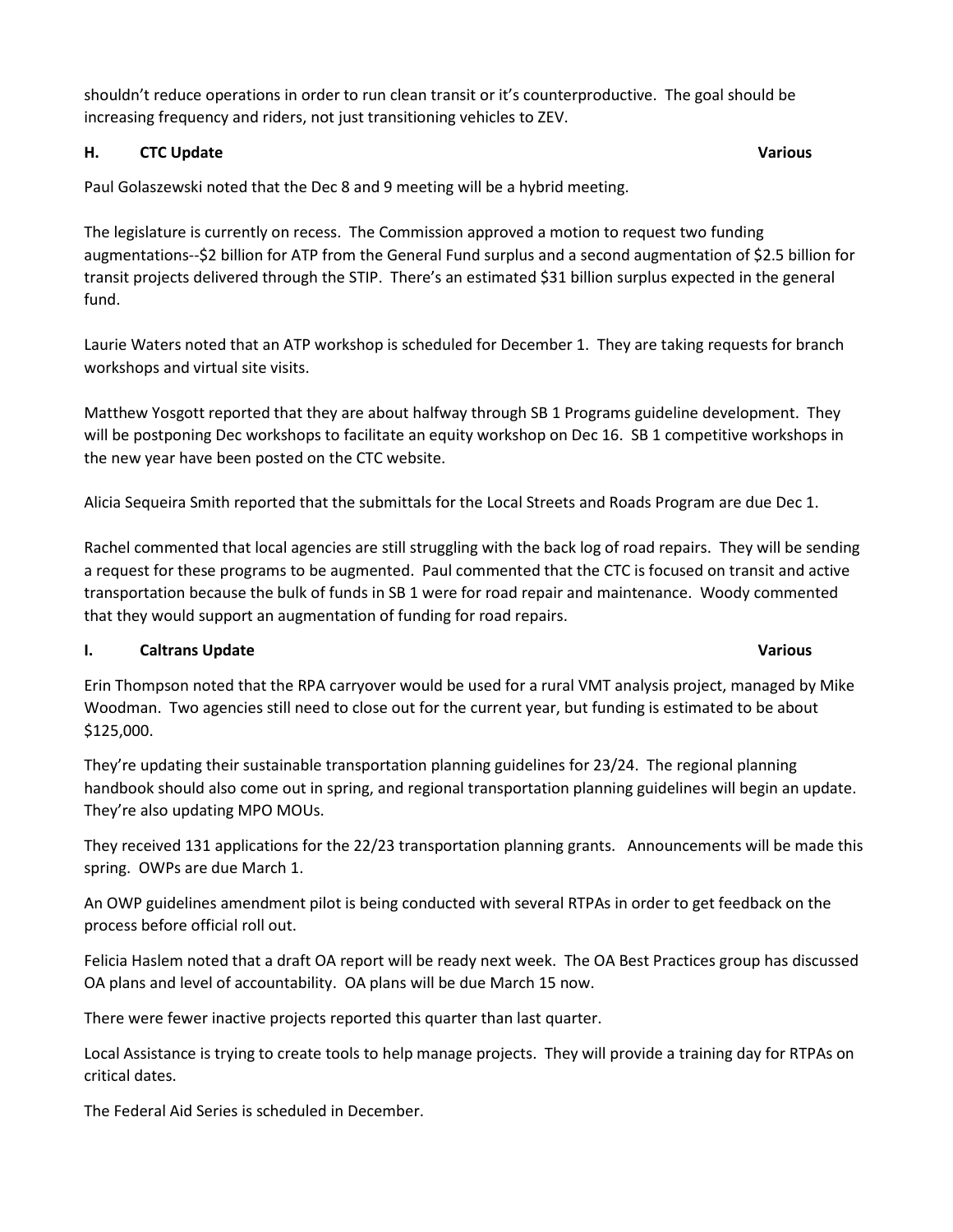shouldn't reduce operations in order to run clean transit or it's counterproductive. The goal should be increasing frequency and riders, not just transitioning vehicles to ZEV.

### H. CTC Update — Various

Paul Golaszewski noted that the Dec 8 and 9 meeting will be a hybrid meeting.

The legislature is currently on recess. The Commission approved a motion to request two funding augmentations--$2 billion for ATP from the General Fund surplus and a second augmentation of $2.5 billion for transit projects delivered through the STIP. There's an estimated $31 billion surplus expected in the general fund.

Laurie Waters noted that an ATP workshop is scheduled for December 1. They are taking requests for branch workshops and virtual site visits.

Matthew Yosgott reported that they are about halfway through SB 1 Programs guideline development. They will be postponing Dec workshops to facilitate an equity workshop on Dec 16. SB 1 competitive workshops in the new year have been posted on the CTC website.

Alicia Sequeira Smith reported that the submittals for the Local Streets and Roads Program are due Dec 1.

Rachel commented that local agencies are still struggling with the back log of road repairs. They will be sending a request for these programs to be augmented. Paul commented that the CTC is focused on transit and active transportation because the bulk of funds in SB 1 were for road repair and maintenance. Woody commented that they would support an augmentation of funding for road repairs.

### I. Caltrans Update — Various

Erin Thompson noted that the RPA carryover would be used for a rural VMT analysis project, managed by Mike Woodman. Two agencies still need to close out for the current year, but funding is estimated to be about $125,000.

They're updating their sustainable transportation planning guidelines for 23/24. The regional planning handbook should also come out in spring, and regional transportation planning guidelines will begin an update. They're also updating MPO MOUs.

They received 131 applications for the 22/23 transportation planning grants. Announcements will be made this spring. OWPs are due March 1.

An OWP guidelines amendment pilot is being conducted with several RTPAs in order to get feedback on the process before official roll out.

Felicia Haslem noted that a draft OA report will be ready next week. The OA Best Practices group has discussed OA plans and level of accountability. OA plans will be due March 15 now.

There were fewer inactive projects reported this quarter than last quarter.

Local Assistance is trying to create tools to help manage projects. They will provide a training day for RTPAs on critical dates.

The Federal Aid Series is scheduled in December.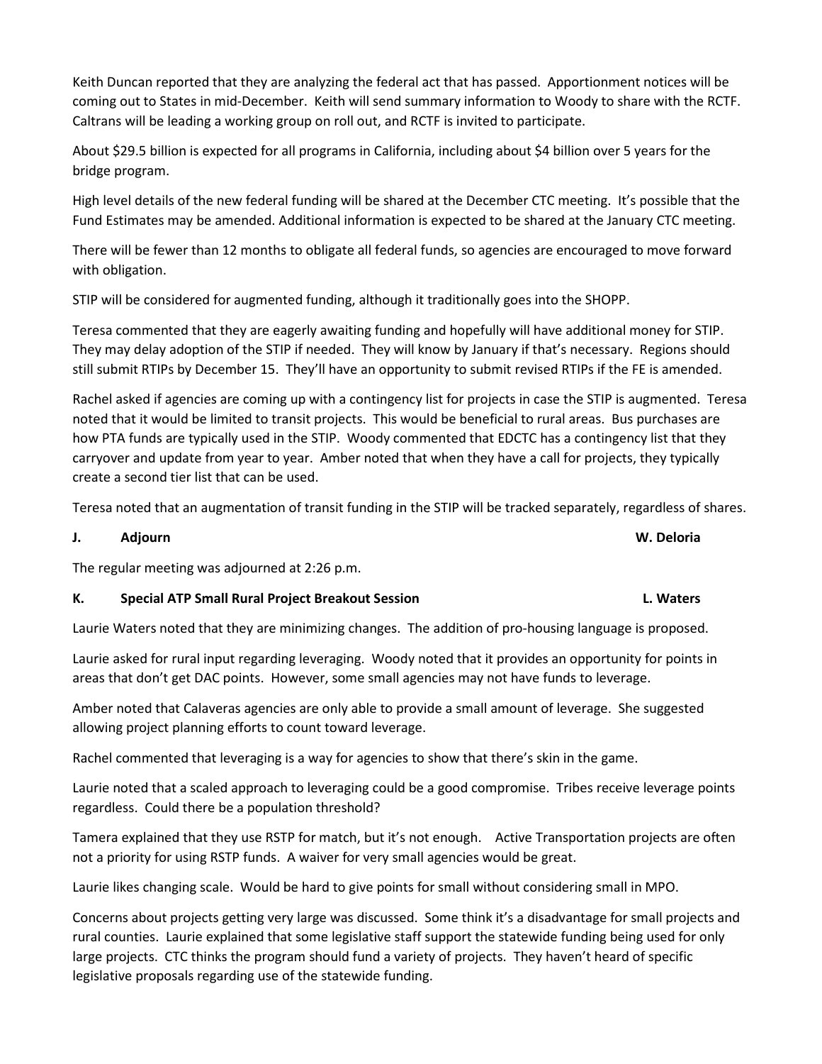Keith Duncan reported that they are analyzing the federal act that has passed. Apportionment notices will be coming out to States in mid-December. Keith will send summary information to Woody to share with the RCTF. Caltrans will be leading a working group on roll out, and RCTF is invited to participate.

About $29.5 billion is expected for all programs in California, including about $4 billion over 5 years for the bridge program.

High level details of the new federal funding will be shared at the December CTC meeting. It's possible that the Fund Estimates may be amended. Additional information is expected to be shared at the January CTC meeting.

There will be fewer than 12 months to obligate all federal funds, so agencies are encouraged to move forward with obligation.

STIP will be considered for augmented funding, although it traditionally goes into the SHOPP.

Teresa commented that they are eagerly awaiting funding and hopefully will have additional money for STIP. They may delay adoption of the STIP if needed. They will know by January if that's necessary. Regions should still submit RTIPs by December 15. They'll have an opportunity to submit revised RTIPs if the FE is amended.

Rachel asked if agencies are coming up with a contingency list for projects in case the STIP is augmented. Teresa noted that it would be limited to transit projects. This would be beneficial to rural areas. Bus purchases are how PTA funds are typically used in the STIP. Woody commented that EDCTC has a contingency list that they carryover and update from year to year. Amber noted that when they have a call for projects, they typically create a second tier list that can be used.

Teresa noted that an augmentation of transit funding in the STIP will be tracked separately, regardless of shares.

**J. Adjourn** **W. Deloria**

The regular meeting was adjourned at 2:26 p.m.

**K. Special ATP Small Rural Project Breakout Session** **L. Waters**

Laurie Waters noted that they are minimizing changes. The addition of pro-housing language is proposed.

Laurie asked for rural input regarding leveraging. Woody noted that it provides an opportunity for points in areas that don't get DAC points. However, some small agencies may not have funds to leverage.

Amber noted that Calaveras agencies are only able to provide a small amount of leverage. She suggested allowing project planning efforts to count toward leverage.

Rachel commented that leveraging is a way for agencies to show that there's skin in the game.

Laurie noted that a scaled approach to leveraging could be a good compromise. Tribes receive leverage points regardless. Could there be a population threshold?

Tamera explained that they use RSTP for match, but it's not enough. Active Transportation projects are often not a priority for using RSTP funds. A waiver for very small agencies would be great.

Laurie likes changing scale. Would be hard to give points for small without considering small in MPO.

Concerns about projects getting very large was discussed. Some think it's a disadvantage for small projects and rural counties. Laurie explained that some legislative staff support the statewide funding being used for only large projects. CTC thinks the program should fund a variety of projects. They haven't heard of specific legislative proposals regarding use of the statewide funding.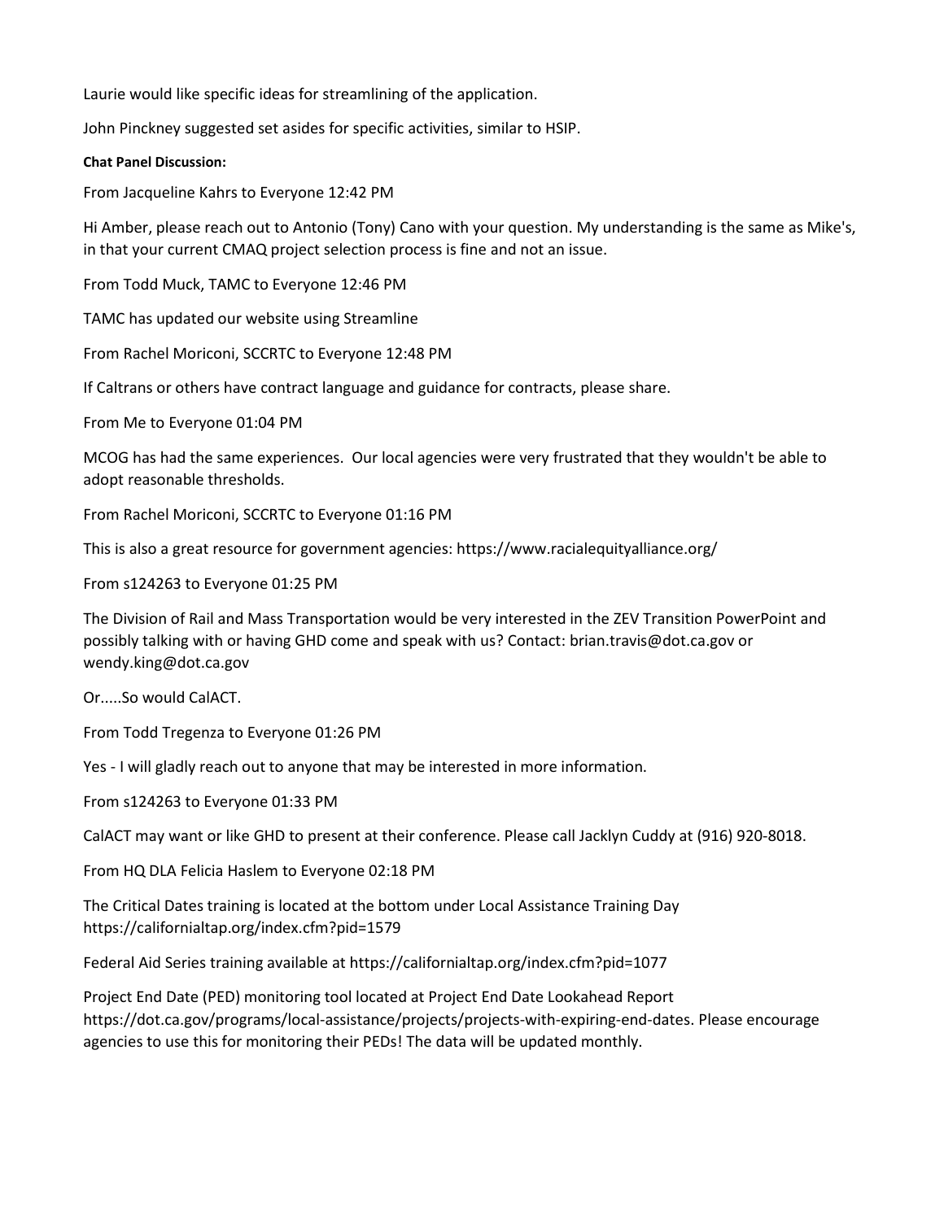Laurie would like specific ideas for streamlining of the application.

John Pinckney suggested set asides for specific activities, similar to HSIP.

**Chat Panel Discussion:**

From Jacqueline Kahrs to Everyone 12:42 PM

Hi Amber, please reach out to Antonio (Tony) Cano with your question. My understanding is the same as Mike's, in that your current CMAQ project selection process is fine and not an issue.

From Todd Muck, TAMC to Everyone 12:46 PM

TAMC has updated our website using Streamline

From Rachel Moriconi, SCCRTC to Everyone 12:48 PM

If Caltrans or others have contract language and guidance for contracts, please share.

From Me to Everyone 01:04 PM

MCOG has had the same experiences. Our local agencies were very frustrated that they wouldn't be able to adopt reasonable thresholds.

From Rachel Moriconi, SCCRTC to Everyone 01:16 PM

This is also a great resource for government agencies: https://www.racialequityalliance.org/

From s124263 to Everyone 01:25 PM

The Division of Rail and Mass Transportation would be very interested in the ZEV Transition PowerPoint and possibly talking with or having GHD come and speak with us? Contact: brian.travis@dot.ca.gov or wendy.king@dot.ca.gov

Or.....So would CalACT.

From Todd Tregenza to Everyone 01:26 PM

Yes - I will gladly reach out to anyone that may be interested in more information.

From s124263 to Everyone 01:33 PM

CalACT may want or like GHD to present at their conference. Please call Jacklyn Cuddy at (916) 920-8018.

From HQ DLA Felicia Haslem to Everyone 02:18 PM

The Critical Dates training is located at the bottom under Local Assistance Training Day https://californialtap.org/index.cfm?pid=1579

Federal Aid Series training available at https://californialtap.org/index.cfm?pid=1077

Project End Date (PED) monitoring tool located at Project End Date Lookahead Report https://dot.ca.gov/programs/local-assistance/projects/projects-with-expiring-end-dates. Please encourage agencies to use this for monitoring their PEDs! The data will be updated monthly.